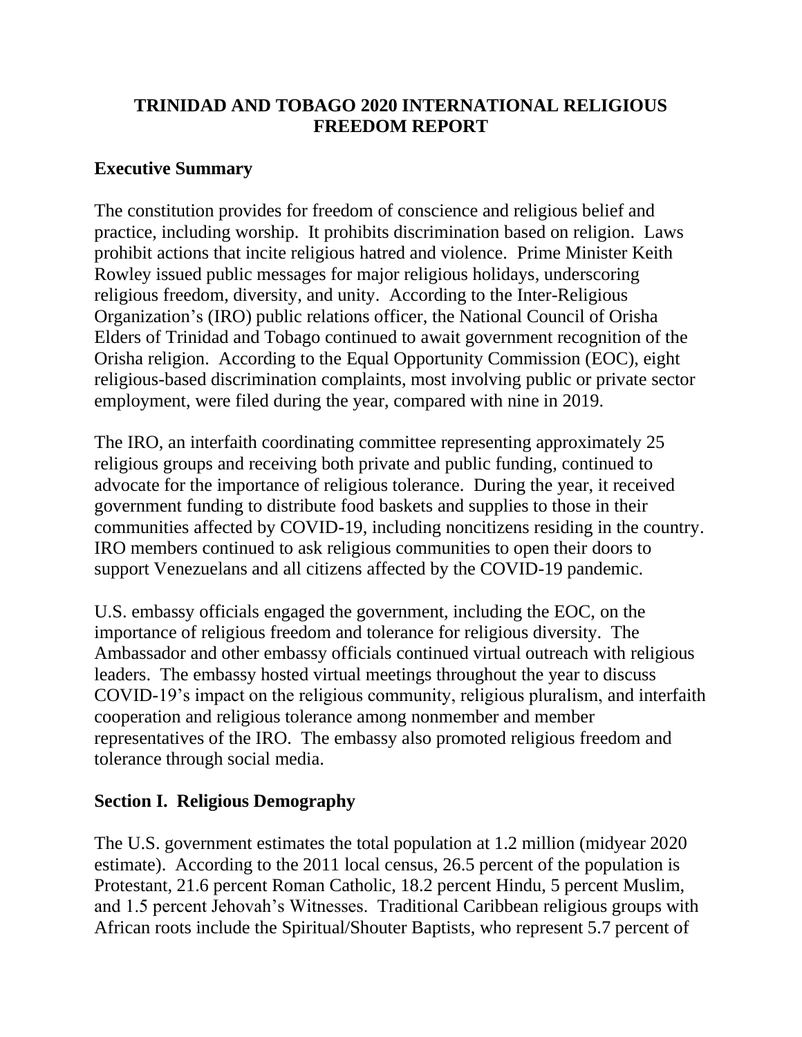# TRINIDAD AND TOBAGO 2020 INTERNATIONAL RELIGIOUS FREEDOM REPORT

## Executive Summary

The constitution provides for freedom of conscience and religious belief and practice, including worship. It prohibits discrimination based on religion. Laws prohibit actions that incite religious hatred and violence. Prime Minister Keith Rowley issued public messages for major religious holidays, underscoring religious freedom, diversity, and unity. According to the Inter-Religious Organization's (IRO) public relations officer, the National Council of Orisha Elders of Trinidad and Tobago continued to await government recognition of the Orisha religion. According to the Equal Opportunity Commission (EOC), eight religious-based discrimination complaints, most involving public or private sector employment, were filed during the year, compared with nine in 2019.

The IRO, an interfaith coordinating committee representing approximately 25 religious groups and receiving both private and public funding, continued to advocate for the importance of religious tolerance. During the year, it received government funding to distribute food baskets and supplies to those in their communities affected by COVID-19, including noncitizens residing in the country. IRO members continued to ask religious communities to open their doors to support Venezuelans and all citizens affected by the COVID-19 pandemic.

U.S. embassy officials engaged the government, including the EOC, on the importance of religious freedom and tolerance for religious diversity. The Ambassador and other embassy officials continued virtual outreach with religious leaders. The embassy hosted virtual meetings throughout the year to discuss COVID-19's impact on the religious community, religious pluralism, and interfaith cooperation and religious tolerance among nonmember and member representatives of the IRO. The embassy also promoted religious freedom and tolerance through social media.

## Section I. Religious Demography

The U.S. government estimates the total population at 1.2 million (midyear 2020 estimate). According to the 2011 local census, 26.5 percent of the population is Protestant, 21.6 percent Roman Catholic, 18.2 percent Hindu, 5 percent Muslim, and 1.5 percent Jehovah's Witnesses. Traditional Caribbean religious groups with African roots include the Spiritual/Shouter Baptists, who represent 5.7 percent of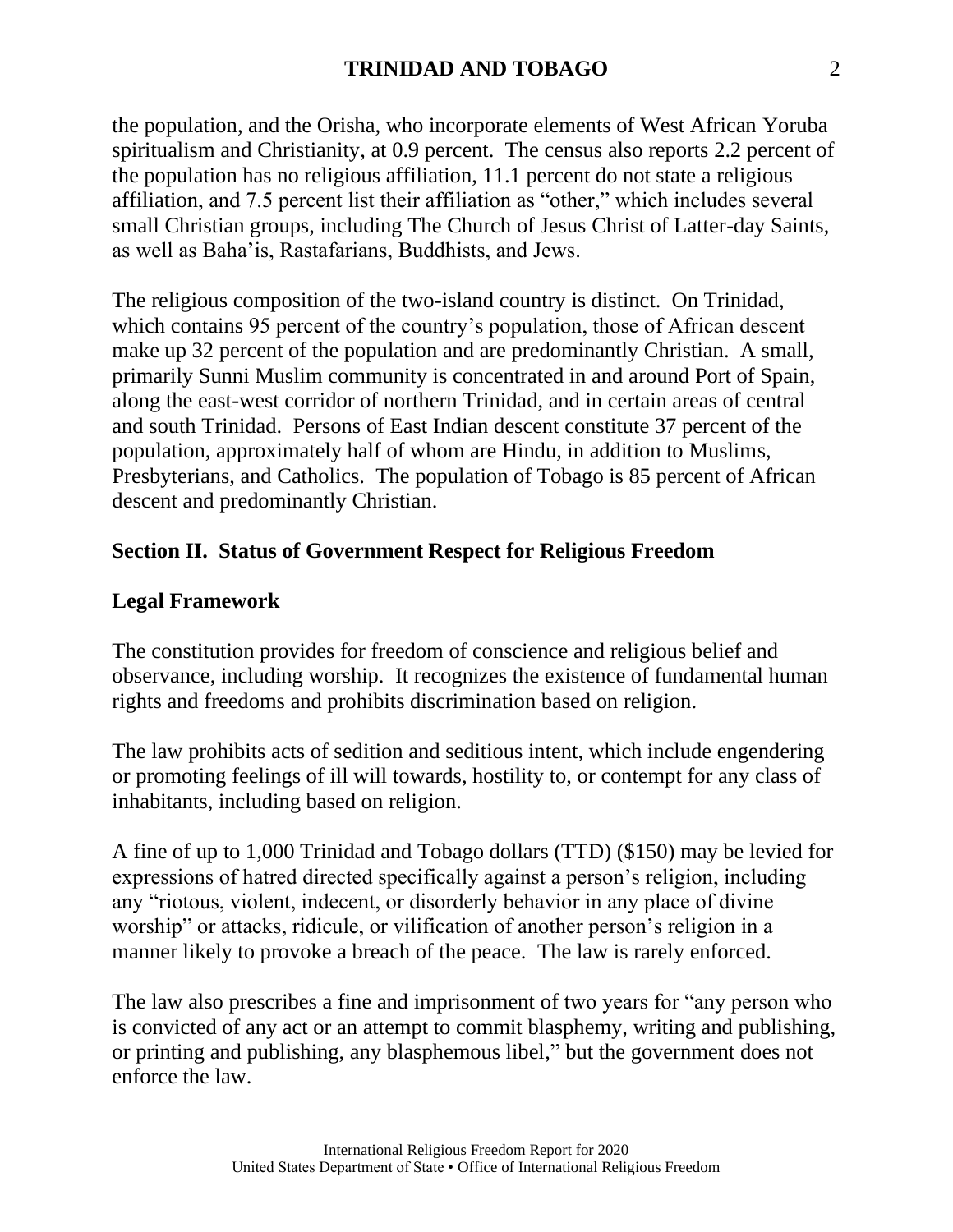the population, and the Orisha, who incorporate elements of West African Yoruba spiritualism and Christianity, at 0.9 percent. The census also reports 2.2 percent of the population has no religious affiliation, 11.1 percent do not state a religious affiliation, and 7.5 percent list their affiliation as "other," which includes several small Christian groups, including The Church of Jesus Christ of Latter-day Saints, as well as Baha'is, Rastafarians, Buddhists, and Jews.

The religious composition of the two-island country is distinct. On Trinidad, which contains 95 percent of the country's population, those of African descent make up 32 percent of the population and are predominantly Christian. A small, primarily Sunni Muslim community is concentrated in and around Port of Spain, along the east-west corridor of northern Trinidad, and in certain areas of central and south Trinidad. Persons of East Indian descent constitute 37 percent of the population, approximately half of whom are Hindu, in addition to Muslims, Presbyterians, and Catholics. The population of Tobago is 85 percent of African descent and predominantly Christian.

## Section II. Status of Government Respect for Religious Freedom

### Legal Framework

The constitution provides for freedom of conscience and religious belief and observance, including worship. It recognizes the existence of fundamental human rights and freedoms and prohibits discrimination based on religion.

The law prohibits acts of sedition and seditious intent, which include engendering or promoting feelings of ill will towards, hostility to, or contempt for any class of inhabitants, including based on religion.

A fine of up to 1,000 Trinidad and Tobago dollars (TTD) ($150) may be levied for expressions of hatred directed specifically against a person's religion, including any "riotous, violent, indecent, or disorderly behavior in any place of divine worship" or attacks, ridicule, or vilification of another person's religion in a manner likely to provoke a breach of the peace. The law is rarely enforced.

The law also prescribes a fine and imprisonment of two years for "any person who is convicted of any act or an attempt to commit blasphemy, writing and publishing, or printing and publishing, any blasphemous libel," but the government does not enforce the law.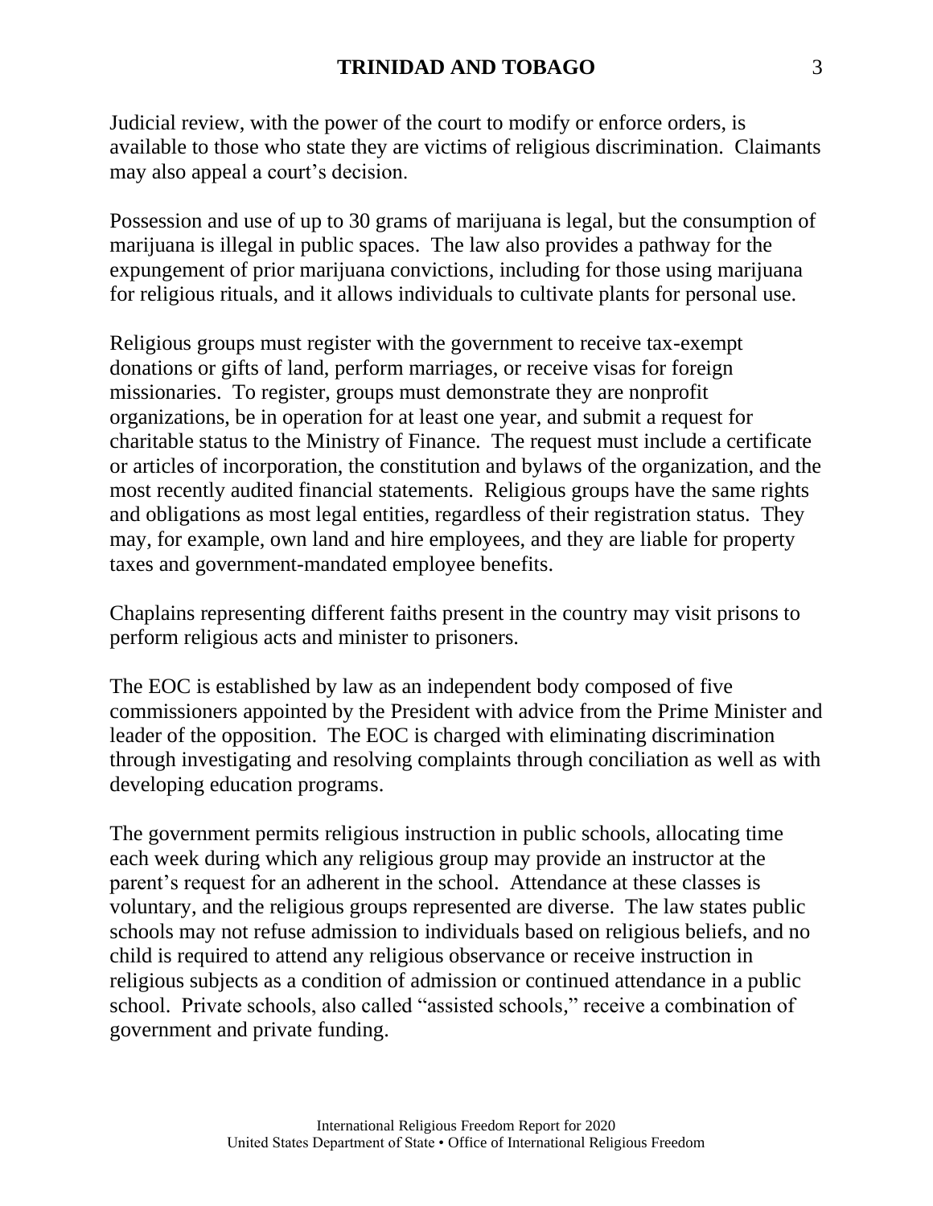Judicial review, with the power of the court to modify or enforce orders, is available to those who state they are victims of religious discrimination. Claimants may also appeal a court's decision.

Possession and use of up to 30 grams of marijuana is legal, but the consumption of marijuana is illegal in public spaces. The law also provides a pathway for the expungement of prior marijuana convictions, including for those using marijuana for religious rituals, and it allows individuals to cultivate plants for personal use.

Religious groups must register with the government to receive tax-exempt donations or gifts of land, perform marriages, or receive visas for foreign missionaries. To register, groups must demonstrate they are nonprofit organizations, be in operation for at least one year, and submit a request for charitable status to the Ministry of Finance. The request must include a certificate or articles of incorporation, the constitution and bylaws of the organization, and the most recently audited financial statements. Religious groups have the same rights and obligations as most legal entities, regardless of their registration status. They may, for example, own land and hire employees, and they are liable for property taxes and government-mandated employee benefits.

Chaplains representing different faiths present in the country may visit prisons to perform religious acts and minister to prisoners.

The EOC is established by law as an independent body composed of five commissioners appointed by the President with advice from the Prime Minister and leader of the opposition. The EOC is charged with eliminating discrimination through investigating and resolving complaints through conciliation as well as with developing education programs.

The government permits religious instruction in public schools, allocating time each week during which any religious group may provide an instructor at the parent's request for an adherent in the school. Attendance at these classes is voluntary, and the religious groups represented are diverse. The law states public schools may not refuse admission to individuals based on religious beliefs, and no child is required to attend any religious observance or receive instruction in religious subjects as a condition of admission or continued attendance in a public school. Private schools, also called "assisted schools," receive a combination of government and private funding.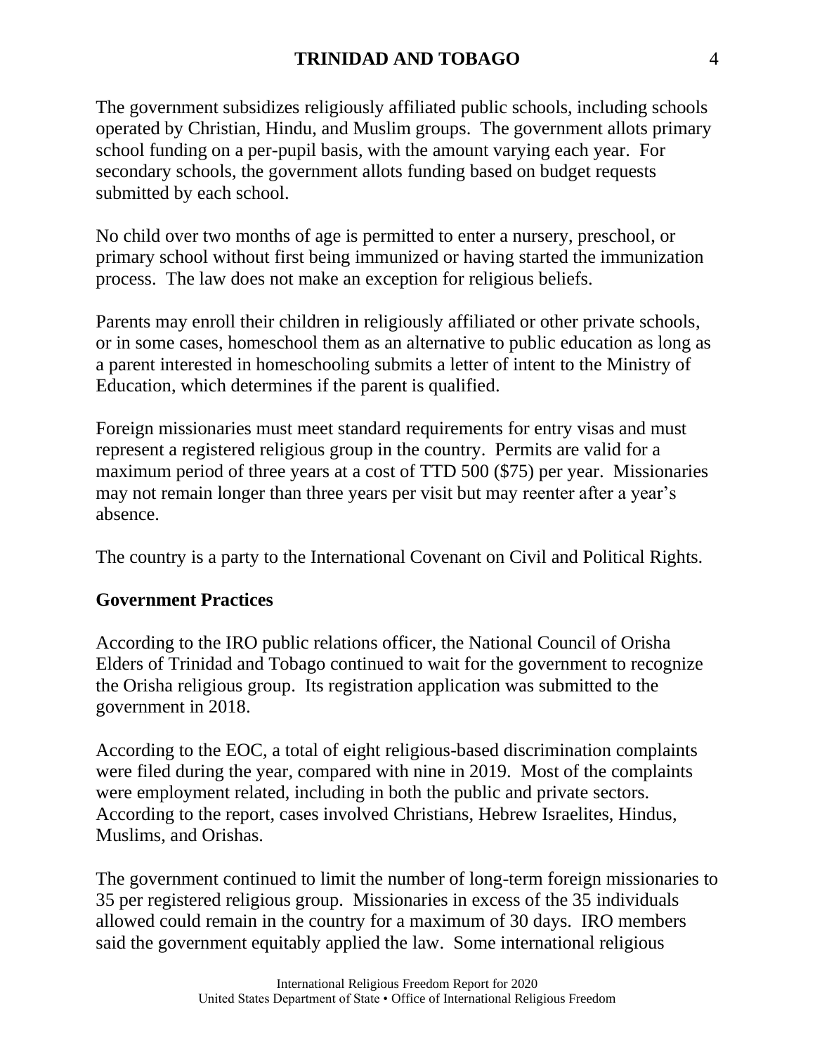The government subsidizes religiously affiliated public schools, including schools operated by Christian, Hindu, and Muslim groups. The government allots primary school funding on a per-pupil basis, with the amount varying each year. For secondary schools, the government allots funding based on budget requests submitted by each school.

No child over two months of age is permitted to enter a nursery, preschool, or primary school without first being immunized or having started the immunization process. The law does not make an exception for religious beliefs.

Parents may enroll their children in religiously affiliated or other private schools, or in some cases, homeschool them as an alternative to public education as long as a parent interested in homeschooling submits a letter of intent to the Ministry of Education, which determines if the parent is qualified.

Foreign missionaries must meet standard requirements for entry visas and must represent a registered religious group in the country. Permits are valid for a maximum period of three years at a cost of TTD 500 ($75) per year. Missionaries may not remain longer than three years per visit but may reenter after a year's absence.

The country is a party to the International Covenant on Civil and Political Rights.

## Government Practices

According to the IRO public relations officer, the National Council of Orisha Elders of Trinidad and Tobago continued to wait for the government to recognize the Orisha religious group. Its registration application was submitted to the government in 2018.

According to the EOC, a total of eight religious-based discrimination complaints were filed during the year, compared with nine in 2019. Most of the complaints were employment related, including in both the public and private sectors. According to the report, cases involved Christians, Hebrew Israelites, Hindus, Muslims, and Orishas.

The government continued to limit the number of long-term foreign missionaries to 35 per registered religious group. Missionaries in excess of the 35 individuals allowed could remain in the country for a maximum of 30 days. IRO members said the government equitably applied the law. Some international religious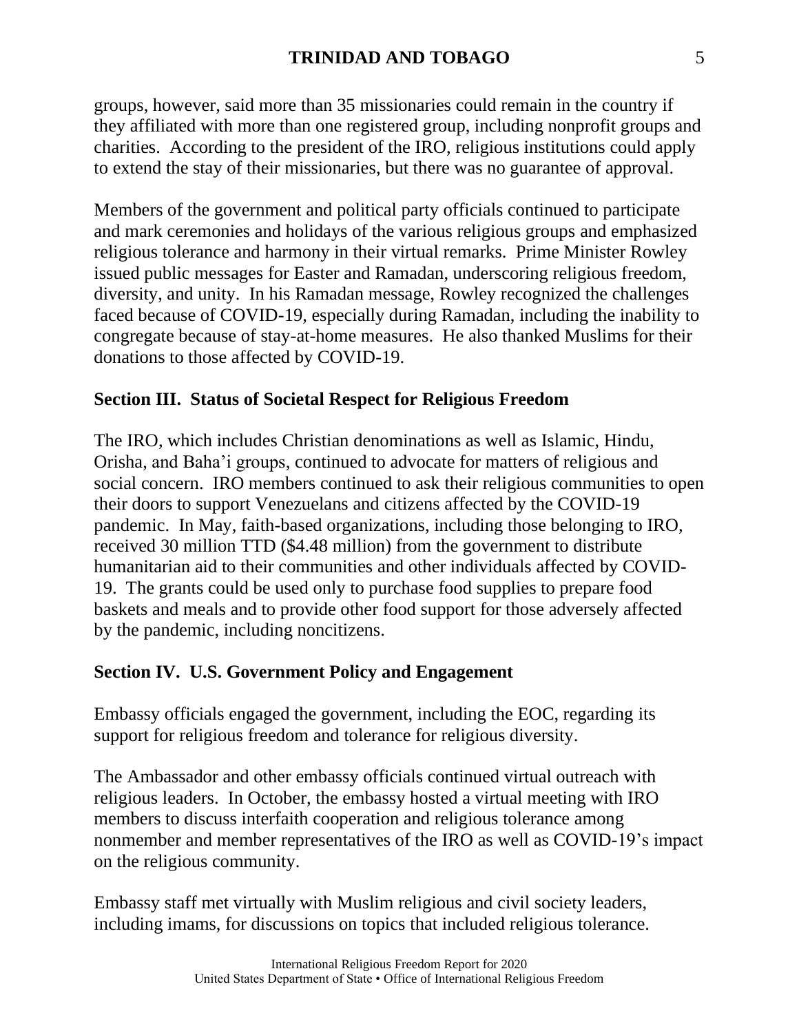groups, however, said more than 35 missionaries could remain in the country if they affiliated with more than one registered group, including nonprofit groups and charities. According to the president of the IRO, religious institutions could apply to extend the stay of their missionaries, but there was no guarantee of approval.

Members of the government and political party officials continued to participate and mark ceremonies and holidays of the various religious groups and emphasized religious tolerance and harmony in their virtual remarks. Prime Minister Rowley issued public messages for Easter and Ramadan, underscoring religious freedom, diversity, and unity. In his Ramadan message, Rowley recognized the challenges faced because of COVID-19, especially during Ramadan, including the inability to congregate because of stay-at-home measures. He also thanked Muslims for their donations to those affected by COVID-19.

## Section III. Status of Societal Respect for Religious Freedom

The IRO, which includes Christian denominations as well as Islamic, Hindu, Orisha, and Baha'i groups, continued to advocate for matters of religious and social concern. IRO members continued to ask their religious communities to open their doors to support Venezuelans and citizens affected by the COVID-19 pandemic. In May, faith-based organizations, including those belonging to IRO, received 30 million TTD ($4.48 million) from the government to distribute humanitarian aid to their communities and other individuals affected by COVID-19. The grants could be used only to purchase food supplies to prepare food baskets and meals and to provide other food support for those adversely affected by the pandemic, including noncitizens.

## Section IV. U.S. Government Policy and Engagement

Embassy officials engaged the government, including the EOC, regarding its support for religious freedom and tolerance for religious diversity.

The Ambassador and other embassy officials continued virtual outreach with religious leaders. In October, the embassy hosted a virtual meeting with IRO members to discuss interfaith cooperation and religious tolerance among nonmember and member representatives of the IRO as well as COVID-19's impact on the religious community.

Embassy staff met virtually with Muslim religious and civil society leaders, including imams, for discussions on topics that included religious tolerance.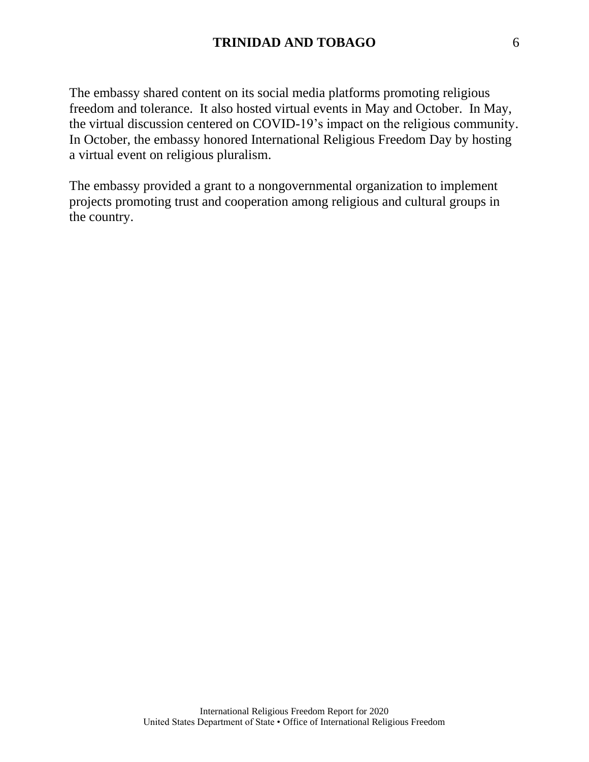The embassy shared content on its social media platforms promoting religious freedom and tolerance. It also hosted virtual events in May and October. In May, the virtual discussion centered on COVID-19's impact on the religious community. In October, the embassy honored International Religious Freedom Day by hosting a virtual event on religious pluralism.

The embassy provided a grant to a nongovernmental organization to implement projects promoting trust and cooperation among religious and cultural groups in the country.